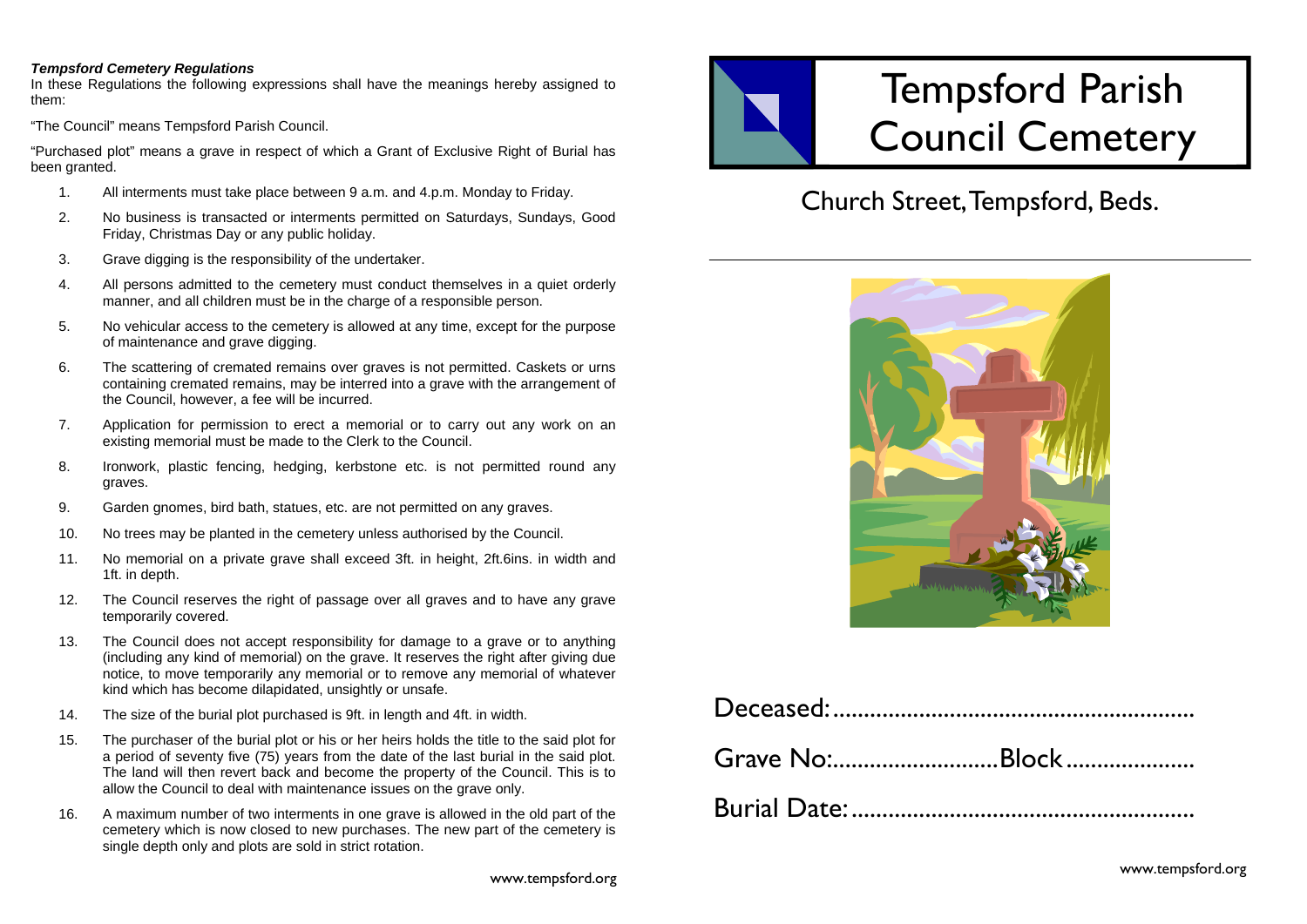***Tempsford Cemetery Regulations***

In these Regulations the following expressions shall have the meanings hereby assigned to them:

"The Council" means Tempsford Parish Council.

"Purchased plot" means a grave in respect of which a Grant of Exclusive Right of Burial has been granted.

1. All interments must take place between 9 a.m. and 4.p.m. Monday to Friday.
2. No business is transacted or interments permitted on Saturdays, Sundays, Good Friday, Christmas Day or any public holiday.
3. Grave digging is the responsibility of the undertaker.
4. All persons admitted to the cemetery must conduct themselves in a quiet orderly manner, and all children must be in the charge of a responsible person.
5. No vehicular access to the cemetery is allowed at any time, except for the purpose of maintenance and grave digging.
6. The scattering of cremated remains over graves is not permitted. Caskets or urns containing cremated remains, may be interred into a grave with the arrangement of the Council, however, a fee will be incurred.
7. Application for permission to erect a memorial or to carry out any work on an existing memorial must be made to the Clerk to the Council.
8. Ironwork, plastic fencing, hedging, kerbstone etc. is not permitted round any graves.
9. Garden gnomes, bird bath, statues, etc. are not permitted on any graves.
10. No trees may be planted in the cemetery unless authorised by the Council.
11. No memorial on a private grave shall exceed 3ft. in height, 2ft.6ins. in width and 1ft. in depth.
12. The Council reserves the right of passage over all graves and to have any grave temporarily covered.
13. The Council does not accept responsibility for damage to a grave or to anything (including any kind of memorial) on the grave. It reserves the right after giving due notice, to move temporarily any memorial or to remove any memorial of whatever kind which has become dilapidated, unsightly or unsafe.
14. The size of the burial plot purchased is 9ft. in length and 4ft. in width.
15. The purchaser of the burial plot or his or her heirs holds the title to the said plot for a period of seventy five (75) years from the date of the last burial in the said plot. The land will then revert back and become the property of the Council. This is to allow the Council to deal with maintenance issues on the grave only.
16. A maximum number of two interments in one grave is allowed in the old part of the cemetery which is now closed to new purchases. The new part of the cemetery is single depth only and plots are sold in strict rotation.

www.tempsford.org

# Tempsford Parish Council Cemetery

## Church Street, Tempsford, Beds.

Deceased:........................................................

Grave No:..........................Block....................

Burial Date:......................................................

www.tempsford.org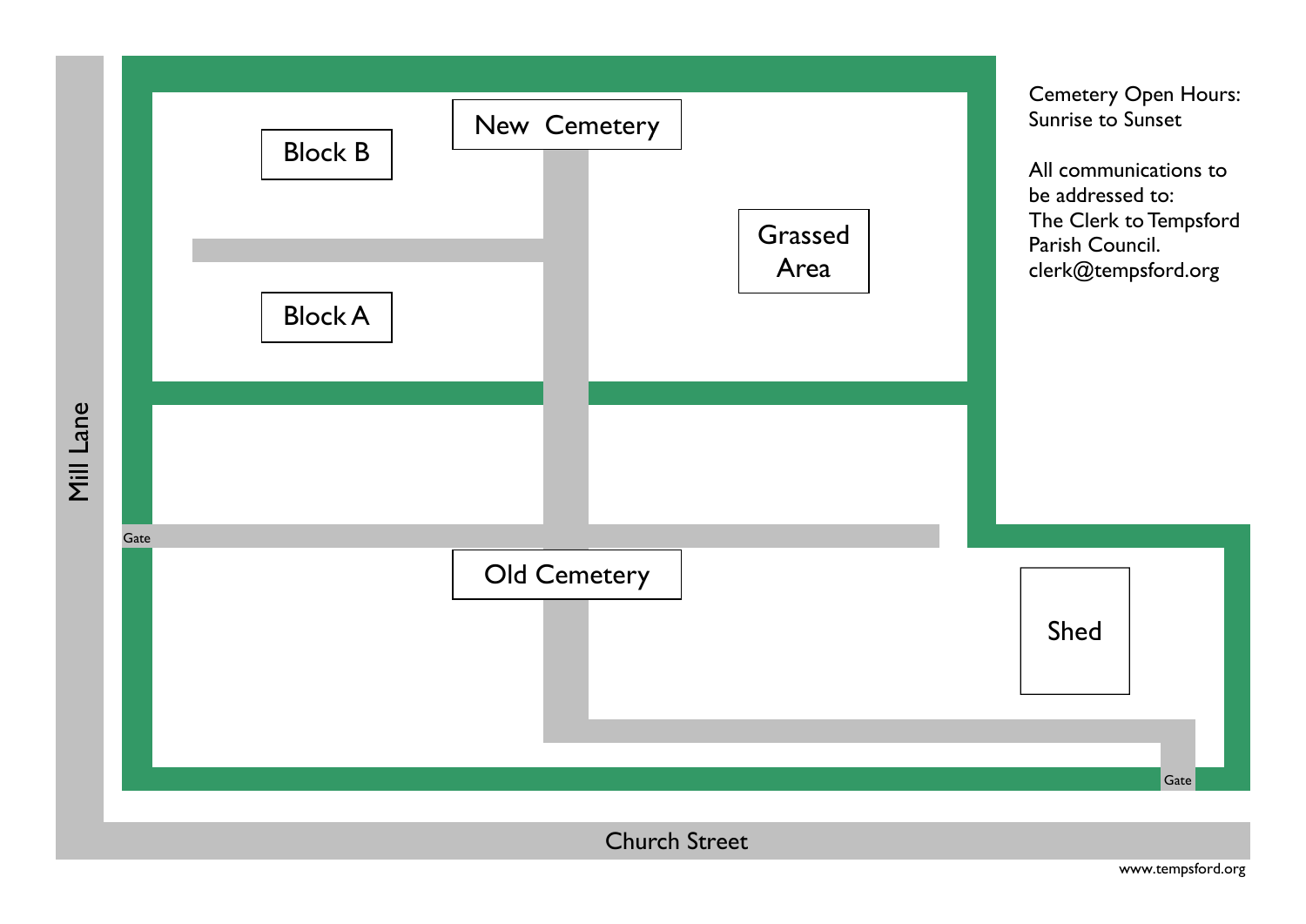Block B

New Cemetery

Grassed Area

Block A

Mill Lane

Gate

Old Cemetery

Shed

Gate

Church Street

Cemetery Open Hours:
Sunrise to Sunset

All communications to be addressed to:
The Clerk to Tempsford Parish Council.
clerk@tempsford.org

www.tempsford.org